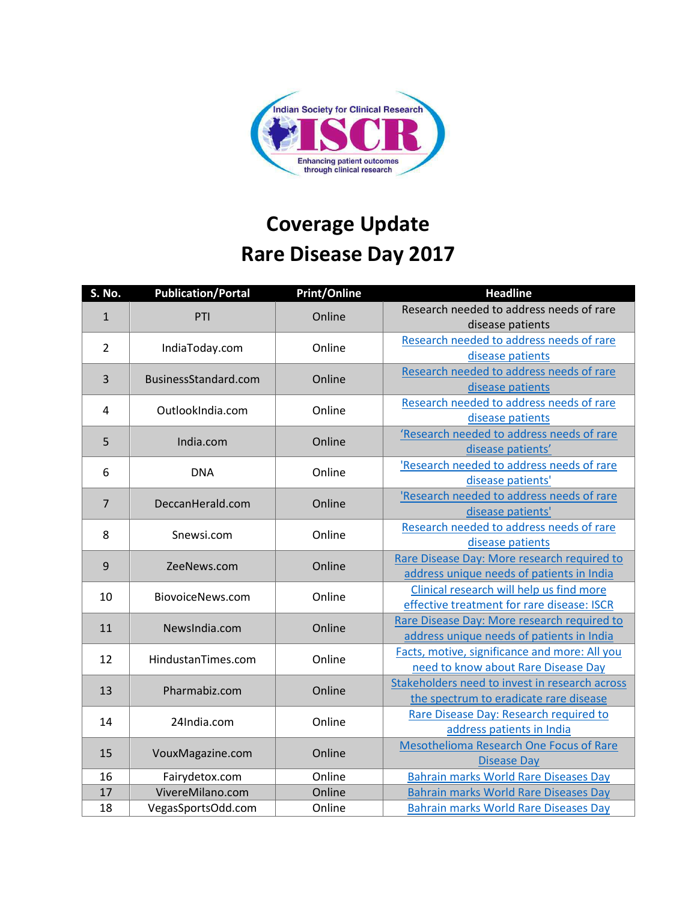Indian Society for Clinical Research

ISCR

Enhancing patient outcomes through clinical research

# Coverage Update
# Rare Disease Day 2017

| S. No. | Publication/Portal | Print/Online | Headline |
|---|---|---|---|
| 1 | PTI | Online | Research needed to address needs of rare disease patients |
| 2 | IndiaToday.com | Online | Research needed to address needs of rare disease patients |
| 3 | BusinessStandard.com | Online | Research needed to address needs of rare disease patients |
| 4 | OutlookIndia.com | Online | Research needed to address needs of rare disease patients |
| 5 | India.com | Online | 'Research needed to address needs of rare disease patients' |
| 6 | DNA | Online | 'Research needed to address needs of rare disease patients' |
| 7 | DeccanHerald.com | Online | 'Research needed to address needs of rare disease patients' |
| 8 | Snewsi.com | Online | Research needed to address needs of rare disease patients |
| 9 | ZeeNews.com | Online | Rare Disease Day: More research required to address unique needs of patients in India |
| 10 | BiovoiceNews.com | Online | Clinical research will help us find more effective treatment for rare disease: ISCR |
| 11 | NewsIndia.com | Online | Rare Disease Day: More research required to address unique needs of patients in India |
| 12 | HindustanTimes.com | Online | Facts, motive, significance and more: All you need to know about Rare Disease Day |
| 13 | Pharmabiz.com | Online | Stakeholders need to invest in research across the spectrum to eradicate rare disease |
| 14 | 24India.com | Online | Rare Disease Day: Research required to address patients in India |
| 15 | VouxMagazine.com | Online | Mesothelioma Research One Focus of Rare Disease Day |
| 16 | Fairydetox.com | Online | Bahrain marks World Rare Diseases Day |
| 17 | VivereMilano.com | Online | Bahrain marks World Rare Diseases Day |
| 18 | VegasSportsOdd.com | Online | Bahrain marks World Rare Diseases Day |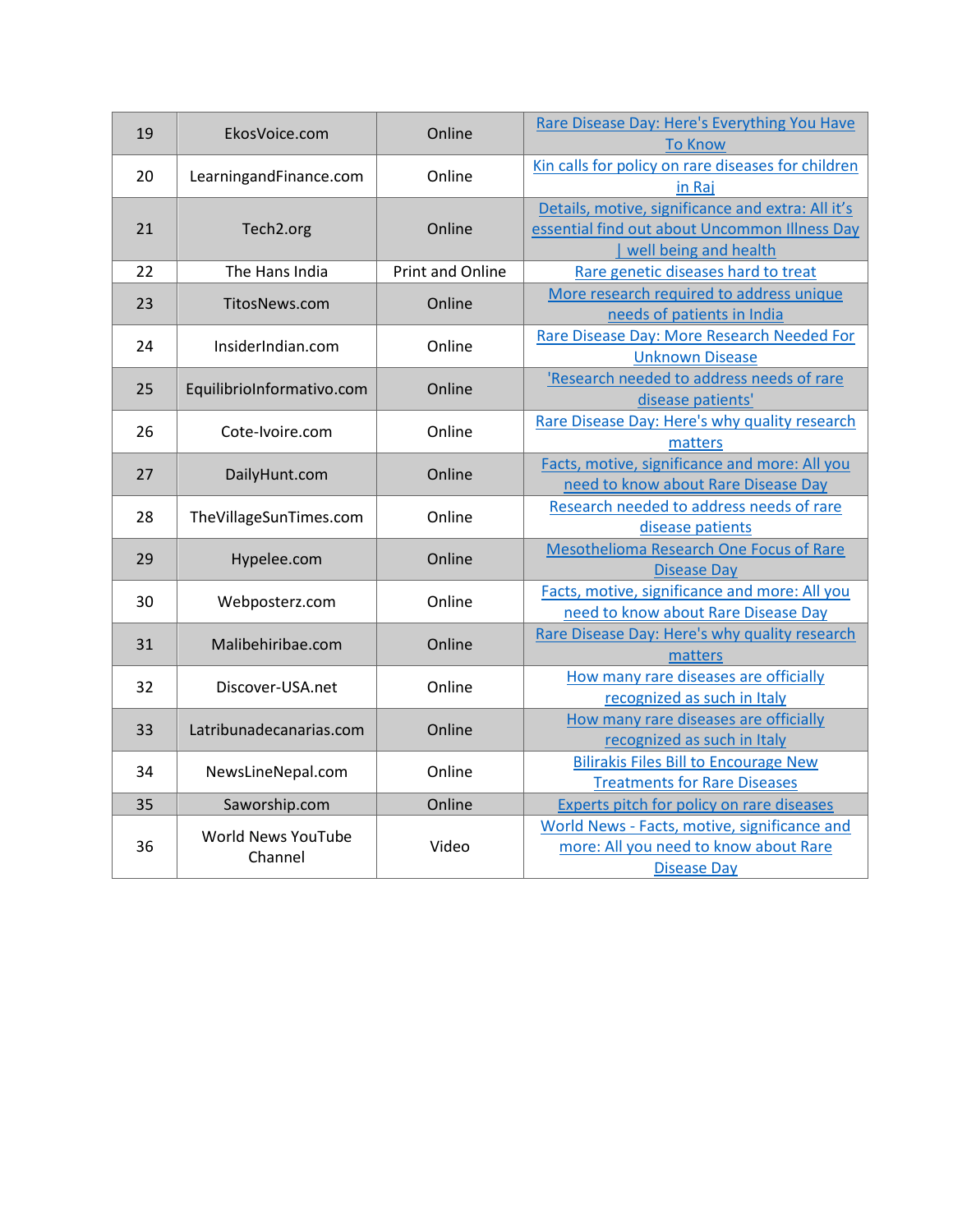| | | | |
|---|---|---|---|
| 19 | EkosVoice.com | Online | Rare Disease Day: Here's Everything You Have To Know |
| 20 | LearningandFinance.com | Online | Kin calls for policy on rare diseases for children in Raj |
| 21 | Tech2.org | Online | Details, motive, significance and extra: All it's essential find out about Uncommon Illness Day \| well being and health |
| 22 | The Hans India | Print and Online | Rare genetic diseases hard to treat |
| 23 | TitosNews.com | Online | More research required to address unique needs of patients in India |
| 24 | InsiderIndian.com | Online | Rare Disease Day: More Research Needed For Unknown Disease |
| 25 | EquilibrioInformativo.com | Online | 'Research needed to address needs of rare disease patients' |
| 26 | Cote-Ivoire.com | Online | Rare Disease Day: Here's why quality research matters |
| 27 | DailyHunt.com | Online | Facts, motive, significance and more: All you need to know about Rare Disease Day |
| 28 | TheVillageSunTimes.com | Online | Research needed to address needs of rare disease patients |
| 29 | Hypelee.com | Online | Mesothelioma Research One Focus of Rare Disease Day |
| 30 | Webposterz.com | Online | Facts, motive, significance and more: All you need to know about Rare Disease Day |
| 31 | Malibehiribae.com | Online | Rare Disease Day: Here's why quality research matters |
| 32 | Discover-USA.net | Online | How many rare diseases are officially recognized as such in Italy |
| 33 | Latribunadecanarias.com | Online | How many rare diseases are officially recognized as such in Italy |
| 34 | NewsLineNepal.com | Online | Bilirakis Files Bill to Encourage New Treatments for Rare Diseases |
| 35 | Saworship.com | Online | Experts pitch for policy on rare diseases |
| 36 | World News YouTube Channel | Video | World News - Facts, motive, significance and more: All you need to know about Rare Disease Day |